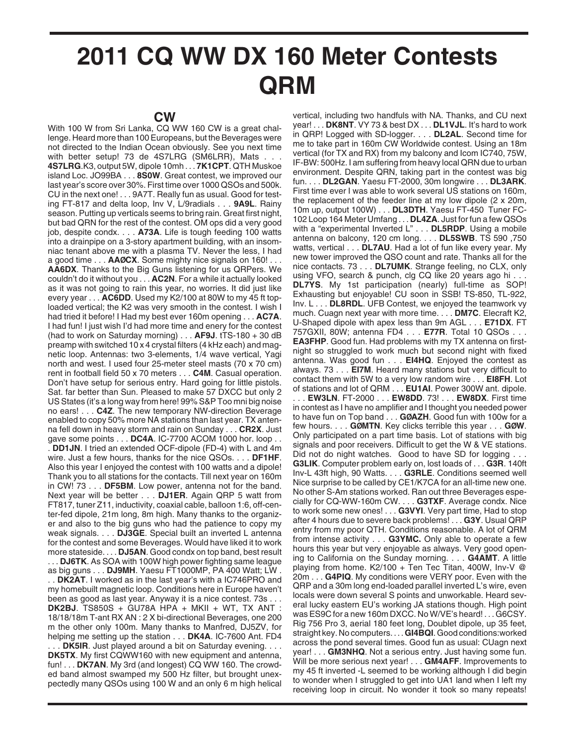# 2011 CQ WW DX 160 Meter Contests QRM

## CW

With 100 W from Sri Lanka, CQ WW 160 CW is a great challenge. Heard more than 100 Europeans, but the Beverages were not directed to the Indian Ocean obviously. See you next time with better setup! 73 de 4S7LRG (SM6LRR), Mats . . . **4S7LRG**.K3, output 5W, dipole 10mh . . . **7K1CPT**. QTH Muskoe island Loc. JO99BA . . . **8S0W**. Great contest, we improved our last year's score over 30%. First time over 1000 QSOs and 500k. CU in the next one! . . . 9A7T. Really fun as usual. Good for testing FT-817 and delta loop, Inv V, L/9radials . . . **9A9L**. Rainy season. Putting up verticals seems to bring rain. Great first night, but bad QRN for the rest of the contest. OM ops did a very good job, despite condx. . . . **A73A**. Life is tough feeding 100 watts into a drainpipe on a 3-story apartment building, with an insomniac tenant above me with a plasma TV. Never the less, I had a good time . . . **AAØCX**. Some mighty nice signals on 160! . . . **AA6DX**. Thanks to the Big Guns listening for us QRPers. We couldn't do it without you . . . **AC2N**. For a while it actually looked as it was not going to rain this year, no worries. It did just like every year . . . **AC6DD**. Used my K2/100 at 80W to my 45 ft top-loaded vertical; the K2 was very smooth in the contest. I wish I had tried it before! I Had my best ever 160m opening . . . **AC7A**. I had fun! I just wish I'd had more time and enery for the contest (had to work on Saturday morning) . . . **AF9J**. tTS-180 + 30 dB preamp with switched 10 x 4 crystal filters (4 kHz each) and magnetic loop. Antennas: two 3-elements, 1/4 wave vertical, Yagi north and west. I used four 25-meter steel masts (70 x 70 cm) rent in football field 50 x 70 meters . . . **C4M**. Casual operation. Don't have setup for serious entry. Hard going for little pistols. Sat. far better than Sun. Pleased to make 57 DXCC but only 2 US States (it's a long way from here! 99% S&P Too mni big noise no ears! . . . **C4Z**. The new temporary NW-direction Beverage enabled to copy 50% more NA stations than last year. TX antenna fell down in heavy storm and rain on Sunday . . . **CR2X**. Just gave some points . . . **DC4A**. IC-7700 ACOM 1000 hor. loop . . . **DD1JN**. I tried an extended OCF-dipole (FD-4) with L and 4m wire. Just a few hours, thanks for the nice QSOs. . . . **DF1HF**. Also this year I enjoyed the contest with 100 watts and a dipole! Thank you to all stations for the contacts. Till next year on 160m in CW! 73 . . . **DF5BM**. Low power, antenna not for the band. Next year will be better . . . **DJ1ER**. Again QRP 5 watt from FT817, tuner Z11, inductivity, coaxial cable, balloon 1:6, off-center-fed dipole, 21m long, 8m high. Many thanks to the organizer and also to the big guns who had the patience to copy my weak signals. . . . **DJ3GE**. Special built an inverted L antenna for the contest and some Beverages. Would have liked it to work more stateside. . . . **DJ5AN**. Good condx on top band, best result . . . **DJ6TK**. As SOA with 100W high power fighting same league as big guns . . . **DJ9MH**. Yaesu FT1000MP, PA 400 Watt; LW . . . **DK2AT**. I worked as in the last year's with a IC746PRO and my homebuilt magnetic loop. Conditions here in Europe haven't been as good as last year. Anyway it is a nice contest. 73s . . . **DK2BJ**. TS850S + GU78A HPA + MKII + WT, TX ANT : 18/18/18m T-ant RX AN : 2 X bi-directional Beverages, one 200 m the other only 100m. Many thanks to Manfred, DJ5ZV, for helping me setting up the station . . . **DK4A**. IC-7600 Ant. FD4 . . . **DK5IR**. Just played around a bit on Saturday evening. . . . **DK5TX**. My first CQWW160 with new equipment and antenna, fun! . . . **DK7AN**. My 3rd (and longest) CQ WW 160. The crowded band almost swamped my 500 Hz filter, but brought unexpectedly many QSOs using 100 W and an only 6 m high helical vertical, including two handfuls with NA. Thanks, and CU next year! . . . **DK8NT**. VY 73 & best DX . . . **DL1VJL**. It's hard to work in QRP! Logged with SD-logger. . . . **DL2AL**. Second time for me to take part in 160m CW Worldwide contest. Using an 18m vertical (for TX and RX) from my balcony and Icom IC740, 75W, IF-BW: 500Hz. I am suffering from heavy local QRN due to urban environment. Despite QRN, taking part in the contest was big fun. . . . **DL2GAN**. Yaesu FT-2000, 30m longwire . . . **DL3ARK**. First time ever I was able to work several US stations on 160m, the replacement of the feeder line at my low dipole (2 x 20m, 10m up, output 100W) . . . **DL3DTH**. Yaesu FT-450 Tuner FC-102 Loop 164 Meter Umfang . . . **DL4ZA**. Just for fun a few QSOs with a "experimental Inverted L" . . . **DL5RDP**. Using a mobile antenna on balcony, 120 cm long. . . . **DL5SWB**. TS 590 ,750 watts, vertical . . . **DL7AU**. Had a lot of fun like every year. My new tower improved the QSO count and rate. Thanks all for the nice contacts. 73 . . . **DL7UMK**. Strange feeling, no CLX, only using VFO, search & punch, clg CQ like 20 years ago hi . . . **DL7YS**. My 1st participation (nearly) full-time as SOP! Exhausting but enjoyable! CU soon in SSB! TS-850, TL-922, Inv. L . . . **DL8RDL**. UFB Contest, we enjoyed the teamwork vy much. Cuagn next year with more time. . . . **DM7C**. Elecraft K2, U-Shaped dipole with apex less than 9m AGL . . . **E71DX**. FT 757GXII, 80W; antenna FD4 . . . **E77R**. Total 10 QSOs . . . **EA3FHP**. Good fun. Had problems with my TX antenna on first-night so struggled to work much but second night with fixed antenna. Was good fun . . . **EI4HQ**. Enjoyed the contest as always. 73 . . . **EI7M**. Heard many stations but very difficult to contact them with 5W to a very low random wire . . . **EI8FH**. Lot of stations and lot of QRM . . . **EU1AI**. Power 300W ant. dipole. . . . **EW3LN**. FT-2000 . . . **EW8DD**. 73! . . . **EW8DX**. First time in contest as I have no amplifier and I thought you needed power to have fun on Top band . . . **GØAZH**. Good fun with 100w for a few hours. . . . **GØMTN**. Key clicks terrible this year . . . **GØW**. Only participated on a part time basis. Lot of stations with big signals and poor receivers. Difficult to get the W & VE stations. Did not do night watches. Good to have SD for logging . . . **G3LIK**. Computer problem early on, lost loads of . . . **G3R**. 140ft Inv-L 43ft high, 90 Watts. . . . **G3RLE**. Conditions seemed well Nice surprise to be called by CE1/K7CA for an all-time new one. No other S-Am stations worked. Ran out three Beverages especially for CQ-WW-160m CW. . . . **G3TXF**. Average condx. Nice to work some new ones! . . . **G3VYI**. Very part time, Had to stop after 4 hours due to severe back problems! . . . **G3Y**. Usual QRP entry from my poor QTH. Conditions reasonable. A lot of QRM from intense activity . . . **G3YMC.** Only able to operate a few hours this year but very enjoyable as always. Very good opening to California on the Sunday morning. . . . **G4AMT**. A little playing from home. K2/100 + Ten Tec Titan, 400W, Inv-V @ 20m . . . **G4PIQ**. My conditions were VERY poor. Even with the QRP and a 30m long end-loaded parallel inverted L's wire, even locals were down several S points and unworkable. Heard several lucky eastern EU's working JA stations though. High point was ES9C for a new 160m DXCC. No W/VE's heard! . . . G6CSY. Rig 756 Pro 3, aerial 180 feet long, Doublet dipole, up 35 feet, straight key. No computers. . . . **GI4BQI**. Good conditions:worked across the pond several times. Good fun as usual: CUagn next year! . . . **GM3NHQ**. Not a serious entry. Just having some fun. Will be more serious next year! . . . **GM4AFF**. Improvements to my 45 ft inverted -L seemed to be working although I did begin to wonder when I struggled to get into UA1 land when I left my receiving loop in circuit. No wonder it took so many repeats!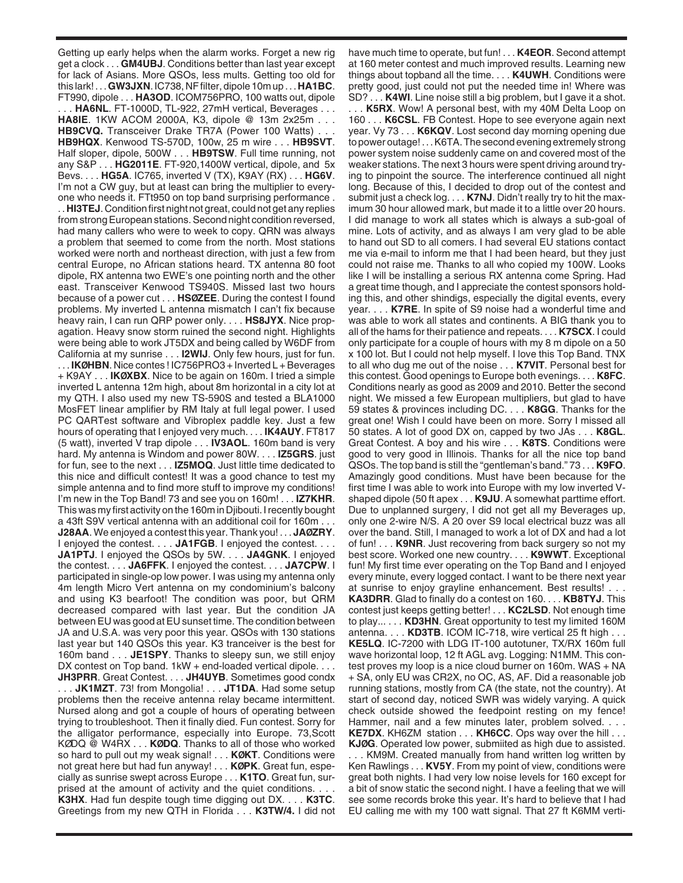Getting up early helps when the alarm works. Forget a new rig get a clock . . . **GM4UBJ**. Conditions better than last year except for lack of Asians. More QSOs, less mults. Getting too old for this lark! . . . **GW3JXN**. IC738, NF filter, dipole 10m up . . . **HA1BC**. FT990, dipole . . . **HA3OD**. ICOM756PRO, 100 watts out, dipole . . . **HA6NL**. FT-1000D, TL-922, 27mH vertical, Beverages . . . **HA8IE**. 1KW ACOM 2000A, K3, dipole @ 13m 2x25m . . . **HB9CVQ.** Transceiver Drake TR7A (Power 100 Watts) . . . **HB9HQX**. Kenwood TS-570D, 100w, 25 m wire . . . **HB9SVT**. Half sloper, dipole, 500W . . . **HB9TSW**. Full time running, not any S&P . . . **HG2011E**. FT-920,1400W vertical, dipole, and 5x Bevs. . . . **HG5A**. IC765, inverted V (TX), K9AY (RX) . . . **HG6V**. I'm not a CW guy, but at least can bring the multiplier to everyone who needs it. FTt950 on top band surprising performance . . . **HI3TEJ**. Condition first night not great, could not get any replies from strong European stations. Second night condition reversed, had many callers who were to week to copy. QRN was always a problem that seemed to come from the north. Most stations worked were north and northeast direction, with just a few from central Europe, no African stations heard. TX antenna 80 foot dipole, RX antenna two EWE's one pointing north and the other east. Transceiver Kenwood TS940S. Missed last two hours because of a power cut . . . **HSØZEE**. During the contest I found problems. My inverted L antenna mismatch I can't fix because heavy rain, I can run QRP power only. . . . **HS8JYX**. Nice propagation. Heavy snow storm ruined the second night. Highlights were being able to work JT5DX and being called by W6DF from California at my sunrise . . . **I2WIJ**. Only few hours, just for fun. . . . **IKØHBN**. Nice contes ! IC756PRO3 + Inverted L + Beverages + K9AY . . . **IKØXBX**. Nice to be again on 160m. I tried a simple inverted L antenna 12m high, about 8m horizontal in a city lot at my QTH. I also used my new TS-590S and tested a BLA1000 MosFET linear amplifier by RM Italy at full legal power. I used PC QARTest software and Vibroplex paddle key. Just a few hours of operating that I enjoyed very much. . . . **IK4AUY**. FT817 (5 watt), inverted V trap dipole . . . **IV3AOL**. 160m band is very hard. My antenna is Windom and power 80W. . . . **IZ5GRS**. just for fun, see to the next . . . **IZ5MOQ**. Just little time dedicated to this nice and difficult contest! It was a good chance to test my simple antenna and to find more stuff to improve my conditions! I'm new in the Top Band! 73 and see you on 160m! . . . **IZ7KHR**. This was my first activity on the 160m in Djibouti. I recently bought a 43ft S9V vertical antenna with an additional coil for 160m . . . **J28AA**. We enjoyed a contest this year. Thank you! . . . **JAØZRY**. I enjoyed the contest. . . . **JA1FGB**. I enjoyed the contest. . . . **JA1PTJ**. I enjoyed the QSOs by 5W. . . . **JA4GNK**. I enjoyed the contest. . . . **JA6FFK**. I enjoyed the contest. . . . **JA7CPW**. I participated in single-op low power. I was using my antenna only 4m length Micro Vert antenna on my condominium's balcony and using K3 bearfoot! The condition was poor, but QRM decreased compared with last year. But the condition JA between EU was good at EU sunset time. The condition between JA and U.S.A. was very poor this year. QSOs with 130 stations last year but 140 QSOs this year. K3 tranceiver is the best for 160m band . . . **JE1SPY**. Thanks to sleepy sun, we still enjoy DX contest on Top band. 1kW + end-loaded vertical dipole. . . . **JH3PRR**. Great Contest. . . . **JH4UYB**. Sometimes good condx . . . **JK1MZT**. 73! from Mongolia! . . . **JT1DA**. Had some setup problems then the receive antenna relay became intermittent. Nursed along and got a couple of hours of operating between trying to troubleshoot. Then it finally died. Fun contest. Sorry for the alligator performance, especially into Europe. 73,Scott KØDQ @ W4RX . . . **KØDQ**. Thanks to all of those who worked so hard to pull out my weak signal! . . . **KØKT**. Conditions were not great here but had fun anyway! . . . **KØPK**. Great fun, especially as sunrise swept across Europe . . . **K1TO**. Great fun, surprised at the amount of activity and the quiet conditions. . . . **K3HX**. Had fun despite tough time digging out DX. . . . **K3TC**. Greetings from my new QTH in Florida . . . **K3TW/4.** I did not have much time to operate, but fun! . . . **K4EOR**. Second attempt at 160 meter contest and much improved results. Learning new things about topband all the time. . . . **K4UWH**. Conditions were pretty good, just could not put the needed time in! Where was SD? . . . **K4WI**. Line noise still a big problem, but I gave it a shot. . . . **K5RX**. Wow! A personal best, with my 40M Delta Loop on 160 . . . **K6CSL**. FB Contest. Hope to see everyone again next year. Vy 73 . . . **K6KQV**. Lost second day morning opening due to power outage! . . . K6TA. The second evening extremely strong power system noise suddenly came on and covered most of the weaker stations. The next 3 hours were spent driving around trying to pinpoint the source. The interference continued all night long. Because of this, I decided to drop out of the contest and submit just a check log. . . . **K7NJ**. Didn't really try to hit the maximum 30 hour allowed mark, but made it to a little over 20 hours. I did manage to work all states which is always a sub-goal of mine. Lots of activity, and as always I am very glad to be able to hand out SD to all comers. I had several EU stations contact me via e-mail to inform me that I had been heard, but they just could not raise me. Thanks to all who copied my 100W. Looks like I will be installing a serious RX antenna come Spring. Had a great time though, and I appreciate the contest sponsors holding this, and other shindigs, especially the digital events, every year. . . . **K7RE**. In spite of S9 noise had a wonderful time and was able to work all states and continents. A BIG thank you to all of the hams for their patience and repeats. . . . **K7SCX**. I could only participate for a couple of hours with my 8 m dipole on a 50 x 100 lot. But I could not help myself. I love this Top Band. TNX to all who dug me out of the noise . . . **K7VIT**. Personal best for this contest. Good openings to Europe both evenings. . . . **K8FC**. Conditions nearly as good as 2009 and 2010. Better the second night. We missed a few European multipliers, but glad to have 59 states & provinces including DC. . . . **K8GG**. Thanks for the great one! Wish I could have been on more. Sorry I missed all 50 states. A lot of good DX on, capped by two JAs . . . **K8GL**. Great Contest. A boy and his wire . . . **K8TS**. Conditions were good to very good in Illinois. Thanks for all the nice top band QSOs. The top band is still the "gentleman's band." 73 . . . **K9FO**. Amazingly good conditions. Must have been because for the first time I was able to work into Europe with my low inverted V-shaped dipole (50 ft apex . . . **K9JU**. A somewhat parttime effort. Due to unplanned surgery, I did not get all my Beverages up, only one 2-wire N/S. A 20 over S9 local electrical buzz was all over the band. Still, I managed to work a lot of DX and had a lot of fun! . . . **K9NR**. Just recovering from back surgery so not my best score. Worked one new country. . . . **K9WWT**. Exceptional fun! My first time ever operating on the Top Band and I enjoyed every minute, every logged contact. I want to be there next year at sunrise to enjoy grayline enhancement. Best results! . . . **KA3DRR**. Glad to finally do a contest on 160. . . . **KB8TYJ**. This contest just keeps getting better! . . . **KC2LSD**. Not enough time to play... . . . **KD3HN**. Great opportunity to test my limited 160M antenna. . . . **KD3TB**. ICOM IC-718, wire vertical 25 ft high . . . **KE5LQ**. IC-7200 with LDG IT-100 autotuner, TX/RX 160m full wave horizontal loop, 12 ft AGL avg. Logging: N1MM. This contest proves my loop is a nice cloud burner on 160m. WAS + NA + SA, only EU was CR2X, no OC, AS, AF. Did a reasonable job running stations, mostly from CA (the state, not the country). At start of second day, noticed SWR was widely varying. A quick check outside showed the feedpoint resting on my fence! Hammer, nail and a few minutes later, problem solved. . . . **KE7DX**. KH6ZM station . . . **KH6CC**. Ops way over the hill . . . **KJØG**. Operated low power, submiited as high due to assisted. . . . KM9M. Created manually from hand written log written by Ken Rawlings . . . **KV5Y**. From my point of view, conditions were great both nights. I had very low noise levels for 160 except for a bit of snow static the second night. I have a feeling that we will see some records broke this year. It's hard to believe that I had EU calling me with my 100 watt signal. That 27 ft K6MM verti-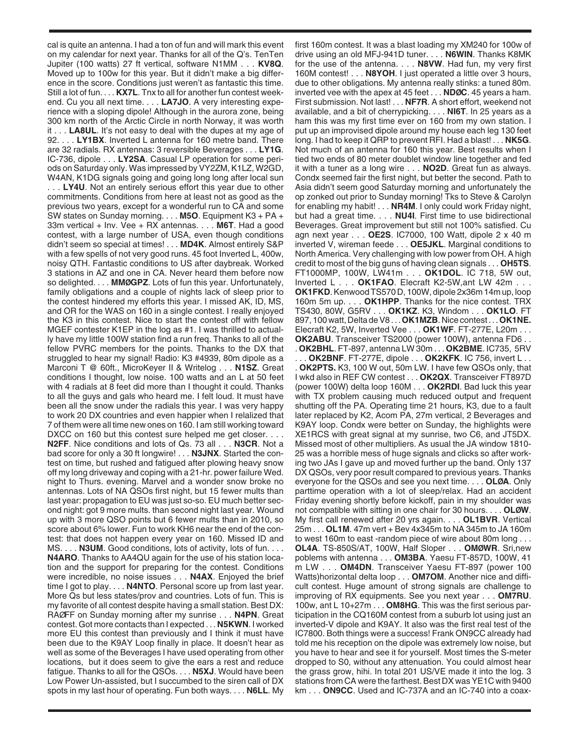cal is quite an antenna. I had a ton of fun and will mark this event on my calendar for next year. Thanks for all of the Q's. TenTen Jupiter (100 watts) 27 ft vertical, software N1MM . . . **KV8Q**. Moved up to 100w for this year. But it didn't make a big difference in the score. Conditions just weren't as fantastic this time. Still a lot of fun. . . . **KX7L**. Tnx to all for another fun contest weekend. Cu you all next time. . . . **LA7JO**. A very interesting experience with a sloping dipole! Although in the aurora zone, being 300 km north of the Arctic Circle in north Norway, it was worth it . . . **LA8UL**. It's not easy to deal with the dupes at my age of 92. . . . **LY1BX**. Inverted L antenna for 160 metre band. There are 32 radials. RX antennas: 3 reversible Beverages . . . **LY1G**. IC-736, dipole . . . **LY2SA**. Casual LP operation for some periods on Saturday only. Was impressed by VY2ZM, K1LZ, W2GD, W4AN, K1DG signals going and going long long after local sun . . . **LY4U**. Not an entirely serious effort this year due to other commitments. Conditions from here at least not as good as the previous two years, except for a wonderful run to CA and some SW states on Sunday morning. . . . **M5O**. Equipment K3 + PA + 33m vertical + Inv. Vee + RX antennas. . . . **M6T**. Had a good contest, with a large number of USA, even though conditions didn't seem so special at times! . . . **MD4K**. Almost entirely S&P with a few spells of not very good runs. 45 foot Inverted L, 400w, noisy QTH. Fantastic conditions to US after daybreak. Worked 3 stations in AZ and one in CA. Never heard them before now so delighted. . . . **MMØGPZ**. Lots of fun this year. Unfortunately, family obligations and a couple of nights lack of sleep prior to the contest hindered my efforts this year. I missed AK, ID, MS, and OR for the WAS on 160 in a single contest. I really enjoyed the K3 in this contest. Nice to start the contest off with fellow MGEF contester K1EP in the log as #1. I was thrilled to actually have my little 100W station find a run freq. Thanks to all of the fellow PVRC members for the points. Thanks to the DX that struggled to hear my signal! Radio: K3 #4939, 80m dipole as a Marconi T @ 60ft., MicroKeyer II & Writelog . . . **N1SZ**. Great conditions I thought, low noise. 100 watts and an L at 50 feet with 4 radials at 8 feet did more than I thought it could. Thanks to all the guys and gals who heard me. I felt loud. It must have been all the snow under the radials this year. I was very happy to work 20 DX countries and even happier when I realized that 7 of them were all time new ones on 160. I am still working toward DXCC on 160 but this contest sure helped me get closer. . . . **N2FF**. Nice conditions and lots of Qs. 73 all . . . **N3CR**. Not a bad score for only a 30 ft longwire! . . . **N3JNX**. Started the contest on time, but rushed and fatigued after plowing heavy snow off my long driveway and coping with a 21-hr. power failure Wed. night to Thurs. evening. Marvel and a wonder snow broke no antennas. Lots of NA QSOs first night, but 15 fewer mults than last year: propagation to EU was just so-so. EU much better second night: got 9 more mults. than second night last year. Wound up with 3 more QSO points but 6 fewer mults than in 2010, so score about 6% lower. Fun to work KH6 near the end of the contest: that does not happen every year on 160. Missed ID and MS. . . . **N3UM**. Good conditions, lots of activity, lots of fun. . . . **N4ARO**. Thanks to AA4QU again for the use of his station location and the support for preparing for the contest. Conditions were incredible, no noise issues . . . **N4AX**. Enjoyed the brief time I got to play. . . . **N4NTO**. Personal score up from last year. More Qs but less states/prov and countries. Lots of fun. This is my favorite of all contest despite having a small station. Best DX: RAØFF on Sunday morning after my sunrise . . . **N4PN**. Great contest. Got more contacts than I expected . . . **N5KWN**. I worked more EU this contest than previously and I think it must have been due to the K9AY Loop finally in place. It doesn't hear as well as some of the Beverages I have used operating from other locations, but it does seem to give the ears a rest and reduce fatigue. Thanks to all for the QSOs. . . . **N5XJ**. Would have been Low Power Un-assisted, but I succumbed to the siren call of DX spots in my last hour of operating. Fun both ways. . . . **N6LL**. My first 160m contest. It was a blast loading my XM240 for 100w of drive using an old MFJ-941D tuner. . . . **N6WIN**. Thanks K8MK for the use of the antenna. . . . **N8VW**. Had fun, my very first 160M contest! . . . **N8YOH**. I just operated a little over 3 hours, due to other obligations. My antenna really stinks: a tuned 80m. inverted vee with the apex at 45 feet . . . **NDØC**. 45 years a ham. First submission. Not last! . . . **NF7R**. A short effort, weekend not available, and a bit of cherrypicking. . . . **NI6T**. In 25 years as a ham this was my first time ever on 160 from my own station. I put up an improvised dipole around my house each leg 130 feet long. I had to keep it QRP to prevent RFI. Had a blast! . . . **NK5G**. Not much of an antenna for 160 this year. Best results when I tied two ends of 80 meter doublet window line together and fed it with a tuner as a long wire . . . **NO2D**. Great fun as always. Condx seemed fair the first night, but better the second. Path to Asia didn't seem good Saturday morning and unfortunately the op zonked out prior to Sunday morning! Tks to Steve & Carolyn for enabling my habit! . . . **NR4M**. I only could work Friday night, but had a great time. . . . **NU4I**. First time to use bidirectional Beverages. Great improvement but still not 100% satisfied. Cu agn next year . . . **OE2S**. IC7000, 100 Watt, dipole 2 x 40 m inverted V, wireman feede . . . **OE5JKL**. Marginal conditions to North America. Very challenging with low power from OH. A high credit to most of the big guns of having clean signals . . . **OH5TS**. FT1000MP, 100W, LW41m . . . **OK1DOL**. IC 718, 5W out, Inverted L . . . **OK1FAO**. Elecraft K2-5W,ant LW 42m . . . **OK1FKD**. Kenwood TS570 D, 100W, dipole 2x36m 14m up, loop 160m 5m up. . . . **OK1HPP**. Thanks for the nice contest. TRX TS430, 80W, G5RV . . . **OK1KZ**. K3, Windom . . . **OK1LO**. FT 897, 100 watt, Delta de V8 . . . **OK1MZB**. Nice contest . . . **OK1NE.** Elecraft K2, 5W, Inverted Vee . . . **OK1WF**. FT-277E, L20m . . . **OK2ABU**. Transceiver TS2000 (power 100W), antenna FD6 . . . **OK2BHL**. FT-897, antenna LW 30m . . . **OK2BME**. IC735, 5RV . . . **OK2BNF**. FT-277E, dipole . . . **OK2KFK**. IC 756, invert L . . . **OK2PTS.** K3, 100 W out, 50m LW. I have few QSOs only, that I wkd also in REF CW contest . . . **OK2QX**. Transceiver FT897D (power 100W) delta loop 160M . . . **OK2RDI**. Bad luck this year with TX problem causing much reduced output and frequent shutting off the PA. Operating time 21 hours, K3, due to a fault later replaced by K2, Acom PA, 27m vertical, 2 Beverages and K9AY loop. Condx were better on Sunday, the highlights were XE1RCS with great signal at my sunrise, two C6, and JT5DX. Missed most of other multipliers. As usual the JA window 1810-25 was a horrible mess of huge signals and clicks so after working two JAs I gave up and moved further up the band. Only 137 DX QSOs, very poor result compared to previous years. Thanks everyone for the QSOs and see you next time. . . . **OLØA**. Only parttime operation with a lot of sleep/relax. Had an accident Friday evening shortly before kickoff, pain in my shoulder was not compatible with sitting in one chair for 30 hours. . . . **OLØW**. My first call renewed after 20 yrs again. . . . **OL1BVR**. Vertical 25m . . . **OL1M**. 47m vert + Bev 4x345m to NA 345m to JA 160m to west 160m to east -random piece of wire about 80m long . . . **OL4A**. TS-850S/AT, 100W, Half Sloper . . . **OMØWR**. Sri,new poblems with antenna . . . **OM3BA**. Yaesu FT-857D, 100W, 41 m LW . . . **OM4DN**. Transceiver Yaesu FT-897 (power 100 Watts)horizontal delta loop . . . **OM7OM**. Another nice and difficult contest. Huge amount of strong signals are challenge to improving of RX equipments. See you next year . . . **OM7RU**. 100w, ant L 10+27m . . . **OM8HG**. This was the first serious participation in the CQ160M contest from a suburb lot using just an inverted-V dipole and K9AY. It also was the first real test of the IC7800. Both things were a success! Frank ON9CC already had told me his reception on the dipole was extremely low noise, but you have to hear and see it for yourself. Most times the S-meter dropped to S0, without any attenuation. You could almost hear the grass grow, hihi. In total 201 US/VE made it into the log. 3 stations from CA were the farthest. Best DX was YE1C with 9400 km . . . **ON9CC**. Used and IC-737A and an IC-740 into a coax-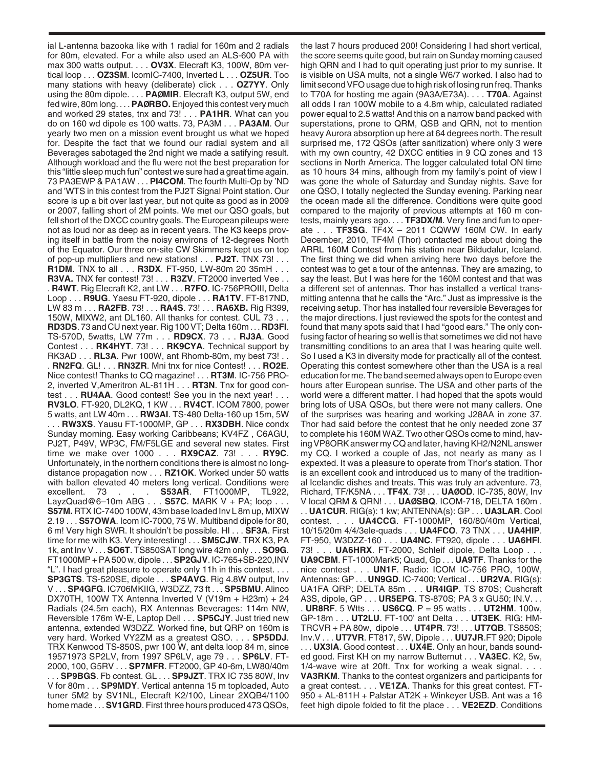ial L-antenna bazooka like with 1 radial for 160m and 2 radials for 80m, elevated. For a while also used an ALS-600 PA with max 300 watts output. . . . **OV3X**. Elecraft K3, 100W, 80m vertical loop . . . **OZ3SM**. IcomIC-7400, Inverted L . . . **OZ5UR**. Too many stations with heavy (deliberate) click . . . **OZ7YY**. Only using the 80m dipole. . . . **PAØMIR**. Elecraft K3, output 5W, end fed wire, 80m long. . . . **PAØRBO.** Enjoyed this contest very much and worked 29 states, tnx and 73! . . . **PA1HR**. What can you do on 160 wd dipole es 100 watts. 73, PA3M . . . **PA3AM**. Our yearly two men on a mission event brought us what we hoped for. Despite the fact that we found our radial system and all Beverages sabotaged the 2nd night we made a satifying result. Although workload and the flu were not the best preparation for this "little sleep much fun" contest we sure had a great time again. 73 PA3EWP & PA1AW . . . **PI4COM**. The fourth Multi-Op by 'ND and 'WTS in this contest from the PJ2T Signal Point station. Our score is up a bit over last year, but not quite as good as in 2009 or 2007, falling short of 2M points. We met our QSO goals, but fell short of the DXCC country goals. The European pileups were not as loud nor as deep as in recent years. The K3 keeps proving itself in battle from the noisy environs of 12-degrees North of the Equator. Our three on-site CW Skimmers kept us on top of pop-up multipliers and new stations! . . . **PJ2T.** TNX 73! . . . **R1DM**. TNX to all . . . **R3DX**. FT-950, LW-80m 20 35mH . . . **R3VA.** TNX fer contest! 73! . . . **R3ZV**. FT2000 inverted Vee . . . **R4WT**. Rig Elecraft K2, ant LW . . . **R7FO**. IC-756PROIII, Delta Loop . . . **R9UG**. Yaesu FT-920, dipole . . . **RA1TV**. FT-817ND, LW 83 m . . . **RA2FB**. 73! . . . **RA4S**. 73! . . . **RA6XB.** Rig R399, 150W, MIXW2, ant DL160. All thanks for contest. CUL 73 . . . **RD3DS**. 73 and CU next year. Rig 100 VT; Delta 160m . . . **RD3FI**. TS-570D, 5watts, LW 77m . . . **RD9CX**. 73 . . . **RJ3A**. Good Contest . . . **RK4HYT**. 73! . . . **RK9CYA**. Technical support by RK3AD . . . **RL3A**. Pwr 100W, ant Rhomb-80m, my best 73! . . . **RN2FQ**. GL! . . . **RN3ZR**. Mni tnx for nice Contest! . . . **RO2E**. Nice contest! Thanks to CQ magazine! . . . **RT3M**. IC-756 PRO-2, inverted V,Ameritron AL-811H . . . **RT3N**. Tnx for good contest . . . **RU4AA**. Good contest! See you in the next year! . . . **RV3LO**. FT-920, DL2KQ, 1 KW . . . **RV4CT**. ICOM 7800, power 5 watts, ant LW 40m . . . **RW3AI**. TS-480 Delta-160 up 15m, 5W . . . **RW3XS**. Yausu FT-1000MP, GP . . . **RX3DBH**. Nice condx Sunday morning. Easy working Caribbeans; KV4FZ , C6AGU, PJ2T, P49V, WP3C, FM/F5LGE and several new states. First time we make over 1000 . . . **RX9CAZ**. 73! . . . **RY9C**. Unfortunately, in the northern conditions there is almost no long-distance propagation now . . . **RZ1OK**. Worked under 50 watts with ballon elevated 40 meters long vertical. Conditions were excellent. 73 . . . **S53AR**. FT1000MP, TL922, LayzQuad@6–10m ABG . . . **S57C**. MARK V + PA; loop . . . **S57M.** RTX IC-7400 100W, 43m base loaded Inv L 8m up, MIXW 2.19 . . . **S57OWA**. Icom IC-7000, 75 W. Multiband dipole for 80, 6 m! Very high SWR. It shouldn't be possible. HI . . . **SF3A**. First time for me with K3. Very interesting! . . . **SM5CJW**. TRX K3, PA 1k, ant Inv V . . . **SO6T**. TS850SAT long wire 42m only . . . **SO9G**. FT1000MP + PA 500 w, dipole . . . **SP2GJV**. IC-765+SB-220,INV "L". I had great pleasure to operate only 11h in this contest. . . . **SP3GTS**. TS-520SE, dipole . . . **SP4AVG**. Rig 4.8W output, Inv V . . . **SP4GFG**. IC706MKIIG, W3DZZ, 73 ft . . . **SP5BMU**. Alinco DX70TH, 100W TX Antenna Inverted V (V19m + H23m) + 24 Radials (24.5m each), RX Antennas Beverages: 114m NW, Reversible 176m W-E, Laptop Dell . . . **SP5CJY**. Just tried new antenna, extended W3DZZ. Worked fine, but QRP on 160m is very hard. Worked VY2ZM as a greatest QSO. . . . **SP5DDJ**. TRX Kenwood TS-850S, pwr 100 W, ant delta loop 84 m, since 19571973 SP2LV, from 1997 SP6LV, age 79 . . . **SP6LV**. FT-2000, 100, G5RV . . . **SP7MFR**. FT2000, GP 40-6m, LW80/40m . . . **SP9BGS**. Fb contest. GL . . . **SP9JZT**. TRX IC 735 80W, Inv V for 80m . . . **SP9MDY**. Vertical antenna 15 m toploaded, Auto tuner 5M2 by SV1NL, Elecraft K2/100, Linear 2XQB4/1100 home made . . . **SV1GRD**. First three hours produced 473 QSOs, the last 7 hours produced 200! Considering I had short vertical, the score seems quite good, but rain on Sunday morning caused high QRN and I had to quit operating just prior to my sunrise. It is visible on USA mults, not a single W6/7 worked. I also had to limit second VFO usage due to high risk of losing run freq. Thanks to T70A for hosting me again (9A3A/E73A). . . . **T70A**. Against all odds I ran 100W mobile to a 4.8m whip, calculated radiated power equal to 2.5 watts! And this on a narrow band packed with superstations, prone to QRM, QSB and QRN, not to mention heavy Aurora absorption up here at 64 degrees north. The result surprised me, 172 QSOs (after sanitization) where only 3 were with my own country, 42 DXCC entities in 9 CQ zones and 13 sections in North America. The logger calculated total ON time as 10 hours 34 mins, although from my family's point of view I was gone the whole of Saturday and Sunday nights. Save for one QSO, I totally neglected the Sunday evening. Parking near the ocean made all the difference. Conditions were quite good compared to the majority of previous attempts at 160 m contests, mainly years ago. . . . **TF3DX/M**. Very fine and fun to operate . . . **TF3SG**. TF4X – 2011 CQWW 160M CW. In early December, 2010, TF4M (Thor) contacted me about doing the ARRL 160M Contest from his station near Bildudalur, Iceland. The first thing we did when arriving here two days before the contest was to get a tour of the antennas. They are amazing, to say the least. But I was here for the 160M contest and that was a different set of antennas. Thor has installed a vertical transmitting antenna that he calls the "Arc." Just as impressive is the receiving setup. Thor has installed four reversible Beverages for the major directions. I just reviewed the spots for the contest and found that many spots said that I had "good ears." The only confusing factor of hearing so well is that sometimes we did not have transmitting conditions to an area that I was hearing quite well. So I used a K3 in diversity mode for practically all of the contest. Operating this contest somewhere other than the USA is a real education for me. The band seemed always open to Europe even hours after European sunrise. The USA and other parts of the world were a different matter. I had hoped that the spots would bring lots of USA QSOs, but there were not many callers. One of the surprises was hearing and working J28AA in zone 37. Thor had said before the contest that he only needed zone 37 to complete his 160M WAZ. Two other QSOs come to mind, having VP8ORK answer my CQ and later, having KH2/N2NL answer my CQ. I worked a couple of Jas, not nearly as many as I expected. It was a pleasure to operate from Thor's station. Thor is an excellent cook and introduced us to many of the traditional Icelandic dishes and treats. This was truly an adventure. 73, Richard, TF/K5NA . . . **TF4X**. 73! . . . **UAØOD**. IC-735, 80W, Inv V local QRM & QRN! . . . **UAØSBQ**. ICOM-718, DELTA 160m . . . **UA1CUR**. RIG(s): 1 kw; ANTENNA(s): GP . . . **UA3LAR**. Cool contest. . . . **UA4CCG**. FT-1000MP, 160/80/40m Vertical, 10/15/20m 4/4/3ele-quads . . . **UA4FCO**. 73 TNX . . . **UA4HIP**. FT-950, W3DZZ-160 . . . **UA4NC**. FT920, dipole . . . **UA6HFI**. 73! . . . **UA6HRX**. FT-2000, Schleif dipole, Delta Loop . . . **UA9CBM**. FT-1000Mark5; Quad, Gp . . . **UA9TF**. Thanks for the nice contest . . . **UN1F**. Radio: ICOM IC-756 PRO, 100W, Antennas: GP . . . **UN9GD**. IC-7400; Vertical . . . **UR2VA**. RIG(s): UA1FA QRP; DELTA 85m . . . **UR4IGP**. TS 870S; Cushcraft A3S, dipole, GP . . . **UR5EPG**. TS-870S; PA 3 x GU50; IN.V. . . . **UR8RF**. 5 Wtts . . . **US6CQ**. P = 95 watts . . . **UT2HM**. 100w, GP-18m . . . **UT2LU**. FT-100' ant Delta . . . **UT3EK**. RIG: HM-TRCVR + PA 80w, dipole . . . **UT4PR**. 73! . . . **UT7QB**. TS850S; Inv.V . . . **UT7VR**. FT817, 5W, Dipole . . . **UU7JR**.FT 920; Dipole . . . **UX3IA**. Good contest . . . **UX4E**. Only an hour, bands sounded good. First KH on my narrow Butternut . . . **VA3EC**. K2, 5w, 1/4-wave wire at 20ft. Tnx for working a weak signal. . . . **VA3RKM**. Thanks to the contest organizers and participants for a great contest. . . . **VE1ZA**. Thanks for this great contest. FT-950 + AL-811H + Palstar AT2K + Winkeyer USB. Ant was a 16 feet high dipole folded to fit the place . . . **VE2EZD**. Conditions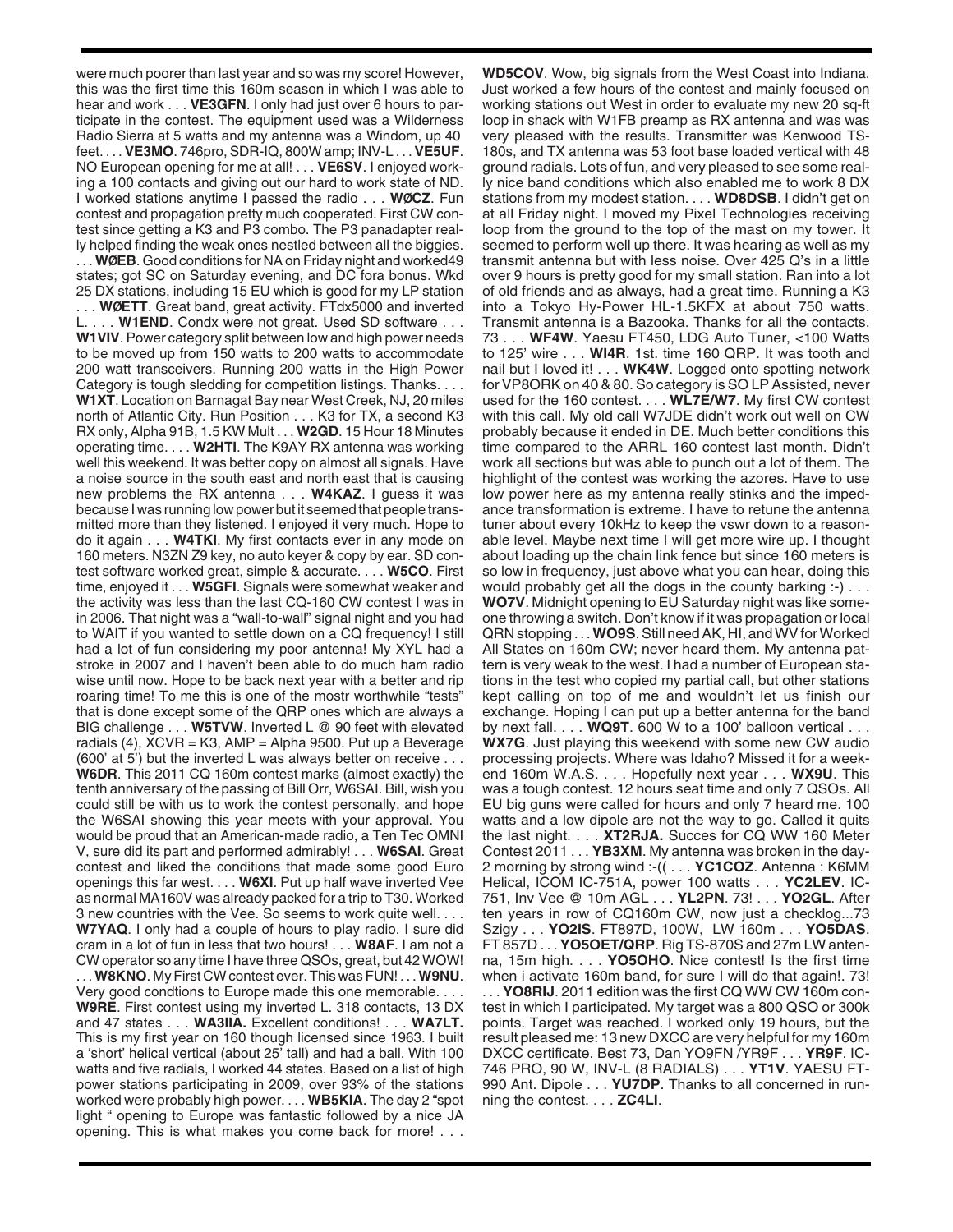were much poorer than last year and so was my score! However, this was the first time this 160m season in which I was able to hear and work . . . **VE3GFN**. I only had just over 6 hours to participate in the contest. The equipment used was a Wilderness Radio Sierra at 5 watts and my antenna was a Windom, up 40 feet. . . . **VE3MO**. 746pro, SDR-IQ, 800W amp; INV-L . . . **VE5UF**. NO European opening for me at all! . . . **VE6SV**. I enjoyed working a 100 contacts and giving out our hard to work state of ND. I worked stations anytime I passed the radio . . . **WØCZ**. Fun contest and propagation pretty much cooperated. First CW contest since getting a K3 and P3 combo. The P3 panadapter really helped finding the weak ones nestled between all the biggies. . . . **WØEB**. Good conditions for NA on Friday night and worked49 states; got SC on Saturday evening, and DC fora bonus. Wkd 25 DX stations, including 15 EU which is good for my LP station . . . **WØETT**. Great band, great activity. FTdx5000 and inverted L. . . . **W1END**. Condx were not great. Used SD software . . . **W1VIV**. Power category split between low and high power needs to be moved up from 150 watts to 200 watts to accommodate 200 watt transceivers. Running 200 watts in the High Power Category is tough sledding for competition listings. Thanks. . . . **W1XT**. Location on Barnagat Bay near West Creek, NJ, 20 miles north of Atlantic City. Run Position . . . K3 for TX, a second K3 RX only, Alpha 91B, 1.5 KW Mult . . . **W2GD**. 15 Hour 18 Minutes operating time. . . . **W2HTI**. The K9AY RX antenna was working well this weekend. It was better copy on almost all signals. Have a noise source in the south east and north east that is causing new problems the RX antenna . . . **W4KAZ**. I guess it was because I was running low power but it seemed that people transmitted more than they listened. I enjoyed it very much. Hope to do it again . . . **W4TKI**. My first contacts ever in any mode on 160 meters. N3ZN Z9 key, no auto keyer & copy by ear. SD contest software worked great, simple & accurate. . . . **W5CO**. First time, enjoyed it . . . **W5GFI**. Signals were somewhat weaker and the activity was less than the last CQ-160 CW contest I was in in 2006. That night was a "wall-to-wall" signal night and you had to WAIT if you wanted to settle down on a CQ frequency! I still had a lot of fun considering my poor antenna! My XYL had a stroke in 2007 and I haven't been able to do much ham radio wise until now. Hope to be back next year with a better and rip roaring time! To me this is one of the mostr worthwhile "tests" that is done except some of the QRP ones which are always a BIG challenge . . . **W5TVW**. Inverted L @ 90 feet with elevated radials (4), XCVR = K3, AMP = Alpha 9500. Put up a Beverage (600' at 5') but the inverted L was always better on receive . . . **W6DR**. This 2011 CQ 160m contest marks (almost exactly) the tenth anniversary of the passing of Bill Orr, W6SAI. Bill, wish you could still be with us to work the contest personally, and hope the W6SAI showing this year meets with your approval. You would be proud that an American-made radio, a Ten Tec OMNI V, sure did its part and performed admirably! . . . **W6SAI**. Great contest and liked the conditions that made some good Euro openings this far west. . . . **W6XI**. Put up half wave inverted Vee as normal MA160V was already packed for a trip to T30. Worked 3 new countries with the Vee. So seems to work quite well. . . . **W7YAQ**. I only had a couple of hours to play radio. I sure did cram in a lot of fun in less that two hours! . . . **W8AF**. I am not a CW operator so any time I have three QSOs, great, but 42 WOW! . . . **W8KNO**. My First CW contest ever. This was FUN! . . . **W9NU**. Very good condtions to Europe made this one memorable. . . . **W9RE**. First contest using my inverted L. 318 contacts, 13 DX and 47 states . . . **WA3IIA.** Excellent conditions! . . . **WA7LT.** This is my first year on 160 though licensed since 1963. I built a 'short' helical vertical (about 25' tall) and had a ball. With 100 watts and five radials, I worked 44 states. Based on a list of high power stations participating in 2009, over 93% of the stations worked were probably high power. . . . **WB5KIA**. The day 2 "spot light " opening to Europe was fantastic followed by a nice JA opening. This is what makes you come back for more! . . . **WD5COV**. Wow, big signals from the West Coast into Indiana. Just worked a few hours of the contest and mainly focused on working stations out West in order to evaluate my new 20 sq-ft loop in shack with W1FB preamp as RX antenna and was was very pleased with the results. Transmitter was Kenwood TS-180s, and TX antenna was 53 foot base loaded vertical with 48 ground radials. Lots of fun, and very pleased to see some really nice band conditions which also enabled me to work 8 DX stations from my modest station. . . . **WD8DSB**. I didn't get on at all Friday night. I moved my Pixel Technologies receiving loop from the ground to the top of the mast on my tower. It seemed to perform well up there. It was hearing as well as my transmit antenna but with less noise. Over 425 Q's in a little over 9 hours is pretty good for my small station. Ran into a lot of old friends and as always, had a great time. Running a K3 into a Tokyo Hy-Power HL-1.5KFX at about 750 watts. Transmit antenna is a Bazooka. Thanks for all the contacts. 73 . . . **WF4W**. Yaesu FT450, LDG Auto Tuner, <100 Watts to 125' wire . . . **WI4R**. 1st. time 160 QRP. It was tooth and nail but I loved it! . . . **WK4W**. Logged onto spotting network for VP8ORK on 40 & 80. So category is SO LP Assisted, never used for the 160 contest. . . . **WL7E/W7**. My first CW contest with this call. My old call W7JDE didn't work out well on CW probably because it ended in DE. Much better conditions this time compared to the ARRL 160 contest last month. Didn't work all sections but was able to punch out a lot of them. The highlight of the contest was working the azores. Have to use low power here as my antenna really stinks and the impedance transformation is extreme. I have to retune the antenna tuner about every 10kHz to keep the vswr down to a reasonable level. Maybe next time I will get more wire up. I thought about loading up the chain link fence but since 160 meters is so low in frequency, just above what you can hear, doing this would probably get all the dogs in the county barking :-) . . . **WO7V**. Midnight opening to EU Saturday night was like someone throwing a switch. Don't know if it was propagation or local QRN stopping . . . **WO9S**. Still need AK, HI, and WV for Worked All States on 160m CW; never heard them. My antenna pattern is very weak to the west. I had a number of European stations in the test who copied my partial call, but other stations kept calling on top of me and wouldn't let us finish our exchange. Hoping I can put up a better antenna for the band by next fall. . . . **WQ9T**. 600 W to a 100' balloon vertical . . . **WX7G**. Just playing this weekend with some new CW audio processing projects. Where was Idaho? Missed it for a weekend 160m W.A.S. . . . Hopefully next year . . . **WX9U**. This was a tough contest. 12 hours seat time and only 7 QSOs. All EU big guns were called for hours and only 7 heard me. 100 watts and a low dipole are not the way to go. Called it quits the last night. . . . **XT2RJA.** Succes for CQ WW 160 Meter Contest 2011 . . . **YB3XM**. My antenna was broken in the day-2 morning by strong wind :-(( . . . **YC1COZ**. Antenna : K6MM Helical, ICOM IC-751A, power 100 watts . . . **YC2LEV**. IC-751, Inv Vee @ 10m AGL . . . **YL2PN**. 73! . . . **YO2GL**. After ten years in row of CQ160m CW, now just a checklog...73 Szigy . . . **YO2IS**. FT897D, 100W, LW 160m . . . **YO5DAS**. FT 857D . . . **YO5OET/QRP**. Rig TS-870S and 27m LW antenna, 15m high. . . . **YO5OHO**. Nice contest! Is the first time when i activate 160m band, for sure I will do that again!. 73! . . . **YO8RIJ**. 2011 edition was the first CQ WW CW 160m contest in which I participated. My target was a 800 QSO or 300k points. Target was reached. I worked only 19 hours, but the result pleased me: 13 new DXCC are very helpful for my 160m DXCC certificate. Best 73, Dan YO9FN /YR9F . . . **YR9F**. IC-746 PRO, 90 W, INV-L (8 RADIALS) . . . **YT1V**. YAESU FT-990 Ant. Dipole . . . **YU7DP**. Thanks to all concerned in running the contest. . . . **ZC4LI**.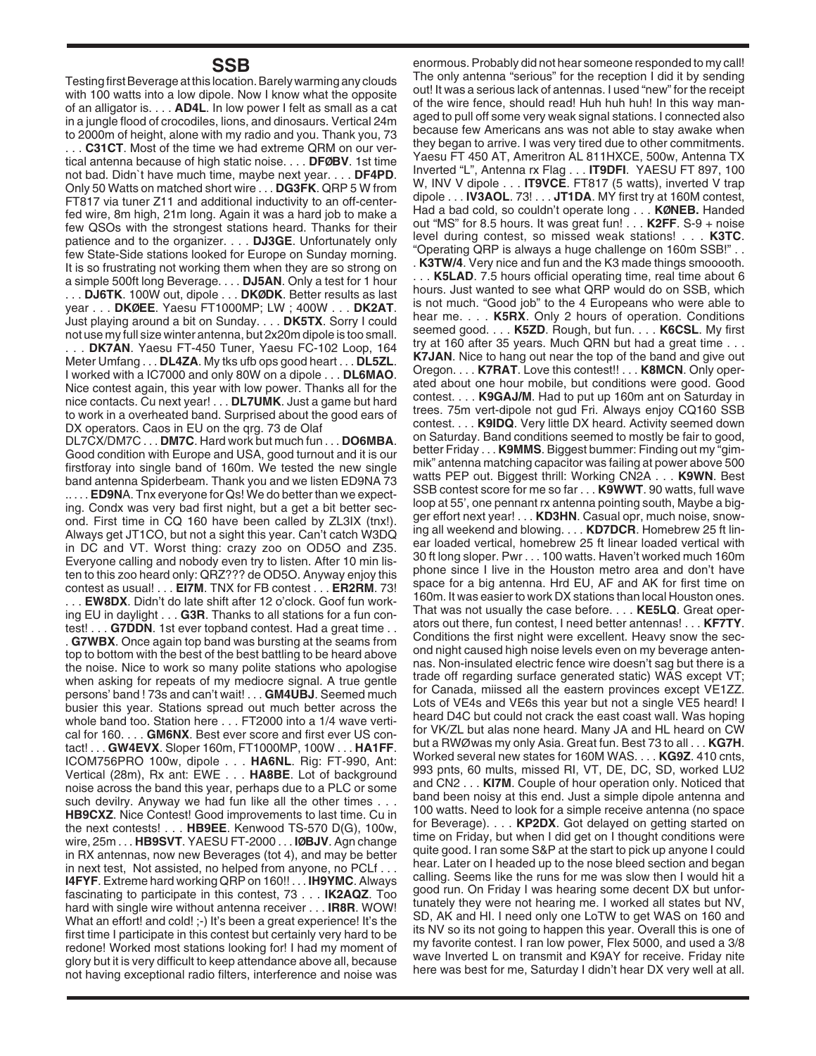## SSB

Testing first Beverage at this location. Barely warming any clouds with 100 watts into a low dipole. Now I know what the opposite of an alligator is. . . . **AD4L**. In low power I felt as small as a cat in a jungle flood of crocodiles, lions, and dinosaurs. Vertical 24m to 2000m of height, alone with my radio and you. Thank you, 73 . . . **C31CT**. Most of the time we had extreme QRM on our vertical antenna because of high static noise. . . . **DFØBV**. 1st time not bad. Didn`t have much time, maybe next year. . . . **DF4PD**. Only 50 Watts on matched short wire . . . **DG3FK**. QRP 5 W from FT817 via tuner Z11 and additional inductivity to an off-centerfed wire, 8m high, 21m long. Again it was a hard job to make a few QSOs with the strongest stations heard. Thanks for their patience and to the organizer. . . . **DJ3GE**. Unfortunately only few State-Side stations looked for Europe on Sunday morning. It is so frustrating not working them when they are so strong on a simple 500ft long Beverage. . . . **DJ5AN**. Only a test for 1 hour . . . **DJ6TK**. 100W out, dipole . . . **DKØDK**. Better results as last year . . . **DKØEE**. Yaesu FT1000MP; LW ; 400W . . . **DK2AT**. Just playing around a bit on Sunday. . . . **DK5TX**. Sorry I could not use my full size winter antenna, but 2x20m dipole is too small. . . . **DK7AN**. Yaesu FT-450 Tuner, Yaesu FC-102 Loop, 164 Meter Umfang . . . **DL4ZA**. My tks ufb ops good heart . . . **DL5ZL**. I worked with a IC7000 and only 80W on a dipole . . . **DL6MAO**. Nice contest again, this year with low power. Thanks all for the nice contacts. Cu next year! . . . **DL7UMK**. Just a game but hard to work in a overheated band. Surprised about the good ears of DX operators. Caos in EU on the qrg. 73 de Olaf DL7CX/DM7C . . . **DM7C**. Hard work but much fun . . . **DO6MBA**. Good condition with Europe and USA, good turnout and it is our firstforay into single band of 160m. We tested the new single band antenna Spiderbeam. Thank you and we listen ED9NA 73 .. . . . **ED9N**A. Tnx everyone for Qs! We do better than we expecting. Condx was very bad first night, but a get a bit better second. First time in CQ 160 have been called by ZL3IX (tnx!). Always get JT1CO, but not a sight this year. Can't catch W3DQ in DC and VT. Worst thing: crazy zoo on OD5O and Z35. Everyone calling and nobody even try to listen. After 10 min listen to this zoo heard only: QRZ??? de OD5O. Anyway enjoy this contest as usual! . . . **EI7M**. TNX for FB contest . . . **ER2RM**. 73! . . . **EW8DX**. Didn't do late shift after 12 o'clock. Goof fun working EU in daylight . . . **G3R**. Thanks to all stations for a fun contest! . . . **G7DDN**. 1st ever topband contest. Had a great time . . . **G7WBX**. Once again top band was bursting at the seams from top to bottom with the best of the best battling to be heard above the noise. Nice to work so many polite stations who apologise when asking for repeats of my mediocre signal. A true gentle persons' band ! 73s and can't wait! . . . **GM4UBJ**. Seemed much busier this year. Stations spread out much better across the whole band too. Station here . . . FT2000 into a 1/4 wave vertical for 160. . . . **GM6NX**. Best ever score and first ever US contact! . . . **GW4EVX**. Sloper 160m, FT1000MP, 100W . . . **HA1FF**. ICOM756PRO 100w, dipole . . . **HA6NL**. Rig: FT-990, Ant: Vertical (28m), Rx ant: EWE . . . **HA8BE**. Lot of background noise across the band this year, perhaps due to a PLC or some such devilry. Anyway we had fun like all the other times . . . **HB9CXZ**. Nice Contest! Good improvements to last time. Cu in the next contests! . . . **HB9EE**. Kenwood TS-570 D(G), 100w, wire, 25m . . . **HB9SVT**. YAESU FT-2000 . . . **IØBJV**. Agn change in RX antennas, now new Beverages (tot 4), and may be better in next test, Not assisted, no helped from anyone, no PCLf . . . **I4FYF**. Extreme hard working QRP on 160!! . . . **IH9YMC**. Always fascinating to participate in this contest, 73 . . . **IK2AQZ**. Too hard with single wire without antenna receiver . . . **IR8R**. WOW! What an effort! and cold! ;-) It's been a great experience! It's the first time I participate in this contest but certainly very hard to be redone! Worked most stations looking for! I had my moment of glory but it is very difficult to keep attendance above all, because not having exceptional radio filters, interference and noise was enormous. Probably did not hear someone responded to my call! The only antenna "serious" for the reception I did it by sending out! It was a serious lack of antennas. I used "new" for the receipt of the wire fence, should read! Huh huh huh! In this way managed to pull off some very weak signal stations. I connected also because few Americans ans was not able to stay awake when they began to arrive. I was very tired due to other commitments. Yaesu FT 450 AT, Ameritron AL 811HXCE, 500w, Antenna TX Inverted "L", Antenna rx Flag . . . **IT9DFI**. YAESU FT 897, 100 W, INV V dipole . . . **IT9VCE**. FT817 (5 watts), inverted V trap dipole . . . **IV3AOL**. 73! . . . **JT1DA**. MY first try at 160M contest, Had a bad cold, so couldn't operate long . . . **KØNEB.** Handed out "MS" for 8.5 hours. It was great fun! . . . **K2FF**. S-9 + noise level during contest, so missed weak stations! . . . **K3TC**. "Operating QRP is always a huge challenge on 160m SSB!" . . . **K3TW/4**. Very nice and fun and the K3 made things smooooth. . . . **K5LAD**. 7.5 hours official operating time, real time about 6 hours. Just wanted to see what QRP would do on SSB, which is not much. "Good job" to the 4 Europeans who were able to hear me. . . . **K5RX**. Only 2 hours of operation. Conditions seemed good. . . . **K5ZD**. Rough, but fun. . . . **K6CSL**. My first try at 160 after 35 years. Much QRN but had a great time . . . **K7JAN**. Nice to hang out near the top of the band and give out Oregon. . . . **K7RAT**. Love this contest!! . . . **K8MCN**. Only operated about one hour mobile, but conditions were good. Good contest. . . . **K9GAJ/M**. Had to put up 160m ant on Saturday in trees. 75m vert-dipole not gud Fri. Always enjoy CQ160 SSB contest. . . . **K9IDQ**. Very little DX heard. Activity seemed down on Saturday. Band conditions seemed to mostly be fair to good, better Friday . . . **K9MMS**. Biggest bummer: Finding out my "gimmik" antenna matching capacitor was failing at power above 500 watts PEP out. Biggest thrill: Working CN2A . . . **K9WN**. Best SSB contest score for me so far . . . **K9WWT**. 90 watts, full wave loop at 55', one pennant rx antenna pointing south, Maybe a bigger effort next year! . . . **KD3HN**. Casual opr, much noise, snowing all weekend and blowing. . . . **KD7DCR**. Homebrew 25 ft linear loaded vertical, homebrew 25 ft linear loaded vertical with 30 ft long sloper. Pwr . . . 100 watts. Haven't worked much 160m phone since I live in the Houston metro area and don't have space for a big antenna. Hrd EU, AF and AK for first time on 160m. It was easier to work DX stations than local Houston ones. That was not usually the case before. . . . **KE5LQ**. Great operators out there, fun contest, I need better antennas! . . . **KF7TY**. Conditions the first night were excellent. Heavy snow the second night caused high noise levels even on my beverage antennas. Non-insulated electric fence wire doesn't sag but there is a trade off regarding surface generated static) WAS except VT; for Canada, miissed all the eastern provinces except VE1ZZ. Lots of VE4s and VE6s this year but not a single VE5 heard! I heard D4C but could not crack the east coast wall. Was hoping for VK/ZL but alas none heard. Many JA and HL heard on CW but a RWØwas my only Asia. Great fun. Best 73 to all . . . **KG7H**. Worked several new states for 160M WAS. . . . **KG9Z**. 410 cnts, 993 pnts, 60 mults, missed RI, VT, DE, DC, SD, worked LU2 and CN2 . . . **KI7M**. Couple of hour operation only. Noticed that band been noisy at this end. Just a simple dipole antenna and 100 watts. Need to look for a simple receive antenna (no space for Beverage). . . . **KP2DX**. Got delayed on getting started on time on Friday, but when I did get on I thought conditions were quite good. I ran some S&P at the start to pick up anyone I could hear. Later on I headed up to the nose bleed section and began calling. Seems like the runs for me was slow then I would hit a good run. On Friday I was hearing some decent DX but unfortunately they were not hearing me. I worked all states but NV, SD, AK and HI. I need only one LoTW to get WAS on 160 and its NV so its not going to happen this year. Overall this is one of my favorite contest. I ran low power, Flex 5000, and used a 3/8 wave Inverted L on transmit and K9AY for receive. Friday nite here was best for me, Saturday I didn't hear DX very well at all.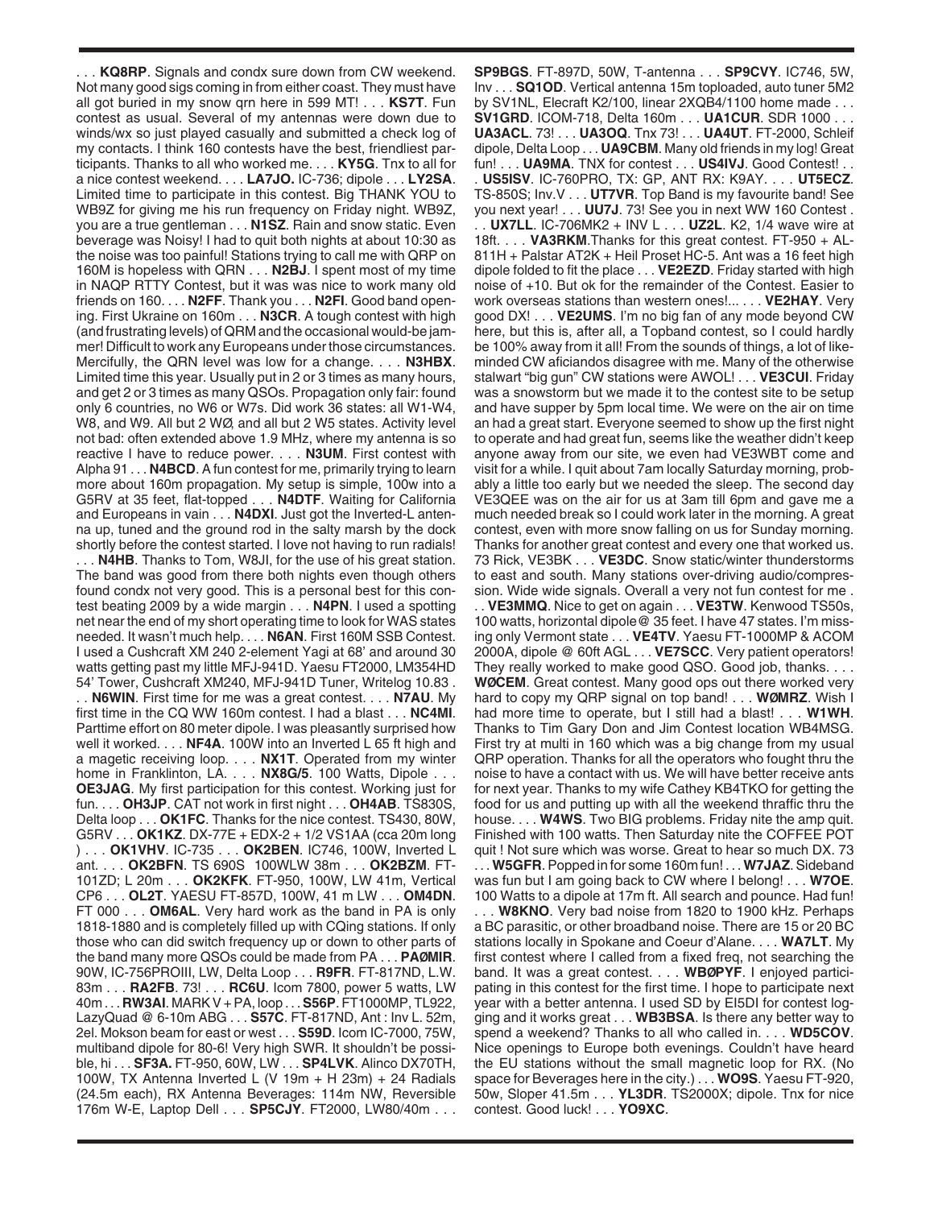. . . **KQ8RP**. Signals and condx sure down from CW weekend. Not many good sigs coming in from either coast. They must have all got buried in my snow qrn here in 599 MT! . . . **KS7T**. Fun contest as usual. Several of my antennas were down due to winds/wx so just played casually and submitted a check log of my contacts. I think 160 contests have the best, friendliest participants. Thanks to all who worked me. . . . **KY5G**. Tnx to all for a nice contest weekend. . . . **LA7JO.** IC-736; dipole . . . **LY2SA**. Limited time to participate in this contest. Big THANK YOU to WB9Z for giving me his run frequency on Friday night. WB9Z, you are a true gentleman . . . **N1SZ**. Rain and snow static. Even beverage was Noisy! I had to quit both nights at about 10:30 as the noise was too painful! Stations trying to call me with QRP on 160M is hopeless with QRN . . . **N2BJ**. I spent most of my time in NAQP RTTY Contest, but it was nice to work many old friends on 160. . . . **N2FF**. Thank you . . . **N2FI**. Good band opening. First Ukraine on 160m . . . **N3CR**. A tough contest with high (and frustrating levels) of QRM and the occasional would-be jammer! Difficult to work any Europeans under those circumstances. Mercifully, the QRN level was low for a change. . . . **N3HBX**. Limited time this year. Usually put in 2 or 3 times as many hours, and get 2 or 3 times as many QSOs. Propagation only fair: found only 6 countries, no W6 or W7s. Did work 36 states: all W1-W4, W8, and W9. All but 2 WØ, and all but 2 W5 states. Activity level not bad: often extended above 1.9 MHz, where my antenna is so reactive I have to reduce power. . . . **N3UM**. First contest with Alpha 91 . . . **N4BCD**. A fun contest for me, primarily trying to learn more about 160m propagation. My setup is simple, 100w into a G5RV at 35 feet, flat-topped . . . **N4DTF**. Waiting for California and Europeans in vain . . . **N4DXI**. Just got the Inverted-L antenna up, tuned and the ground rod in the salty marsh by the dock shortly before the contest started. I love not having to run radials! . . . **N4HB**. Thanks to Tom, W8JI, for the use of his great station. The band was good from there both nights even though others found condx not very good. This is a personal best for this contest beating 2009 by a wide margin . . . **N4PN**. I used a spotting net near the end of my short operating time to look for WAS states needed. It wasn't much help. . . . **N6AN**. First 160M SSB Contest. I used a Cushcraft XM 240 2-element Yagi at 68' and around 30 watts getting past my little MFJ-941D. Yaesu FT2000, LM354HD 54' Tower, Cushcraft XM240, MFJ-941D Tuner, Writelog 10.83 . . . **N6WIN**. First time for me was a great contest. . . . **N7AU**. My first time in the CQ WW 160m contest. I had a blast . . . **NC4MI**. Parttime effort on 80 meter dipole. I was pleasantly surprised how well it worked. . . . **NF4A**. 100W into an Inverted L 65 ft high and a magetic receiving loop. . . . **NX1T**. Operated from my winter home in Franklinton, LA. . . . **NX8G/5**. 100 Watts, Dipole . . . **OE3JAG**. My first participation for this contest. Working just for fun. . . . **OH3JP**. CAT not work in first night . . . **OH4AB**. TS830S, Delta loop . . . **OK1FC**. Thanks for the nice contest. TS430, 80W, G5RV . . . **OK1KZ**. DX-77E + EDX-2 + 1/2 VS1AA (cca 20m long ) . . . **OK1VHV**. IC-735 . . . **OK2BEN**. IC746, 100W, Inverted L ant. . . . **OK2BFN**. TS 690S 100WLW 38m . . . **OK2BZM**. FT-101ZD; L 20m . . . **OK2KFK**. FT-950, 100W, LW 41m, Vertical CP6 . . . **OL2T**. YAESU FT-857D, 100W, 41 m LW . . . **OM4DN**. FT 000 . . . **OM6AL**. Very hard work as the band in PA is only 1818-1880 and is completely filled up with CQing stations. If only those who can did switch frequency up or down to other parts of the band many more QSOs could be made from PA . . . **PAØMIR**. 90W, IC-756PROIII, LW, Delta Loop . . . **R9FR**. FT-817ND, L.W. 83m . . . **RA2FB**. 73! . . . **RC6U**. Icom 7800, power 5 watts, LW 40m . . . **RW3AI**. MARK V + PA, loop . . . **S56P**. FT1000MP, TL922, LazyQuad @ 6-10m ABG . . . **S57C**. FT-817ND, Ant : Inv L. 52m, 2el. Mokson beam for east or west . . . **S59D**. Icom IC-7000, 75W, multiband dipole for 80-6! Very high SWR. It shouldn't be possible, hi . . . **SF3A.** FT-950, 60W, LW . . . **SP4LVK**. Alinco DX70TH, 100W, TX Antenna Inverted L (V 19m + H 23m) + 24 Radials (24.5m each), RX Antenna Beverages: 114m NW, Reversible 176m W-E, Laptop Dell . . . **SP5CJY**. FT2000, LW80/40m . . . **SP9BGS**. FT-897D, 50W, T-antenna . . . **SP9CVY**. IC746, 5W, Inv . . . **SQ1OD**. Vertical antenna 15m toploaded, auto tuner 5M2 by SV1NL, Elecraft K2/100, linear 2XQB4/1100 home made . . . **SV1GRD**. ICOM-718, Delta 160m . . . **UA1CUR**. SDR 1000 . . . **UA3ACL**. 73! . . . **UA3OQ**. Tnx 73! . . . **UA4UT**. FT-2000, Schleif dipole, Delta Loop . . . **UA9CBM**. Many old friends in my log! Great fun! . . . **UA9MA**. TNX for contest . . . **US4IVJ**. Good Contest! . . . **US5ISV**. IC-760PRO, TX: GP, ANT RX: K9AY. . . . **UT5ECZ**. TS-850S; Inv.V . . . **UT7VR**. Top Band is my favourite band! See you next year! . . . **UU7J**. 73! See you in next WW 160 Contest . . . **UX7LL**. IC-706MK2 + INV L . . . **UZ2L**. K2, 1/4 wave wire at 18ft. . . . **VA3RKM**.Thanks for this great contest. FT-950 + AL-811H + Palstar AT2K + Heil Proset HC-5. Ant was a 16 feet high dipole folded to fit the place . . . **VE2EZD**. Friday started with high noise of +10. But ok for the remainder of the Contest. Easier to work overseas stations than western ones!... . . . **VE2HAY**. Very good DX! . . . **VE2UMS**. I'm no big fan of any mode beyond CW here, but this is, after all, a Topband contest, so I could hardly be 100% away from it all! From the sounds of things, a lot of like-minded CW aficiandos disagree with me. Many of the otherwise stalwart "big gun" CW stations were AWOL! . . . **VE3CUI**. Friday was a snowstorm but we made it to the contest site to be setup and have supper by 5pm local time. We were on the air on time an had a great start. Everyone seemed to show up the first night to operate and had great fun, seems like the weather didn't keep anyone away from our site, we even had VE3WBT come and visit for a while. I quit about 7am locally Saturday morning, probably a little too early but we needed the sleep. The second day VE3QEE was on the air for us at 3am till 6pm and gave me a much needed break so I could work later in the morning. A great contest, even with more snow falling on us for Sunday morning. Thanks for another great contest and every one that worked us. 73 Rick, VE3BK . . . **VE3DC**. Snow static/winter thunderstorms to east and south. Many stations over-driving audio/compression. Wide wide signals. Overall a very not fun contest for me . . . **VE3MMQ**. Nice to get on again . . . **VE3TW**. Kenwood TS50s, 100 watts, horizontal dipole@ 35 feet. I have 47 states. I'm missing only Vermont state . . . **VE4TV**. Yaesu FT-1000MP & ACOM 2000A, dipole @ 60ft AGL . . . **VE7SCC**. Very patient operators! They really worked to make good QSO. Good job, thanks. . . . **WØCEM**. Great contest. Many good ops out there worked very hard to copy my QRP signal on top band! . . . **WØMRZ**. Wish I had more time to operate, but I still had a blast! . . . **W1WH**. Thanks to Tim Gary Don and Jim Contest location WB4MSG. First try at multi in 160 which was a big change from my usual QRP operation. Thanks for all the operators who fought thru the noise to have a contact with us. We will have better receive ants for next year. Thanks to my wife Cathey KB4TKO for getting the food for us and putting up with all the weekend thraffic thru the house. . . . **W4WS**. Two BIG problems. Friday nite the amp quit. Finished with 100 watts. Then Saturday nite the COFFEE POT quit ! Not sure which was worse. Great to hear so much DX. 73 . . . **W5GFR**. Popped in for some 160m fun! . . . **W7JAZ**. Sideband was fun but I am going back to CW where I belong! . . . **W7OE**. 100 Watts to a dipole at 17m ft. All search and pounce. Had fun! . . . **W8KNO**. Very bad noise from 1820 to 1900 kHz. Perhaps a BC parasitic, or other broadband noise. There are 15 or 20 BC stations locally in Spokane and Coeur d'Alane. . . . **WA7LT**. My first contest where I called from a fixed freq, not searching the band. It was a great contest. . . . **WBØPYF**. I enjoyed participating in this contest for the first time. I hope to participate next year with a better antenna. I used SD by EI5DI for contest logging and it works great . . . **WB3BSA**. Is there any better way to spend a weekend? Thanks to all who called in. . . . **WD5COV**. Nice openings to Europe both evenings. Couldn't have heard the EU stations without the small magnetic loop for RX. (No space for Beverages here in the city.) . . . **WO9S**. Yaesu FT-920, 50w, Sloper 41.5m . . . **YL3DR**. TS2000X; dipole. Tnx for nice contest. Good luck! . . . **YO9XC**.